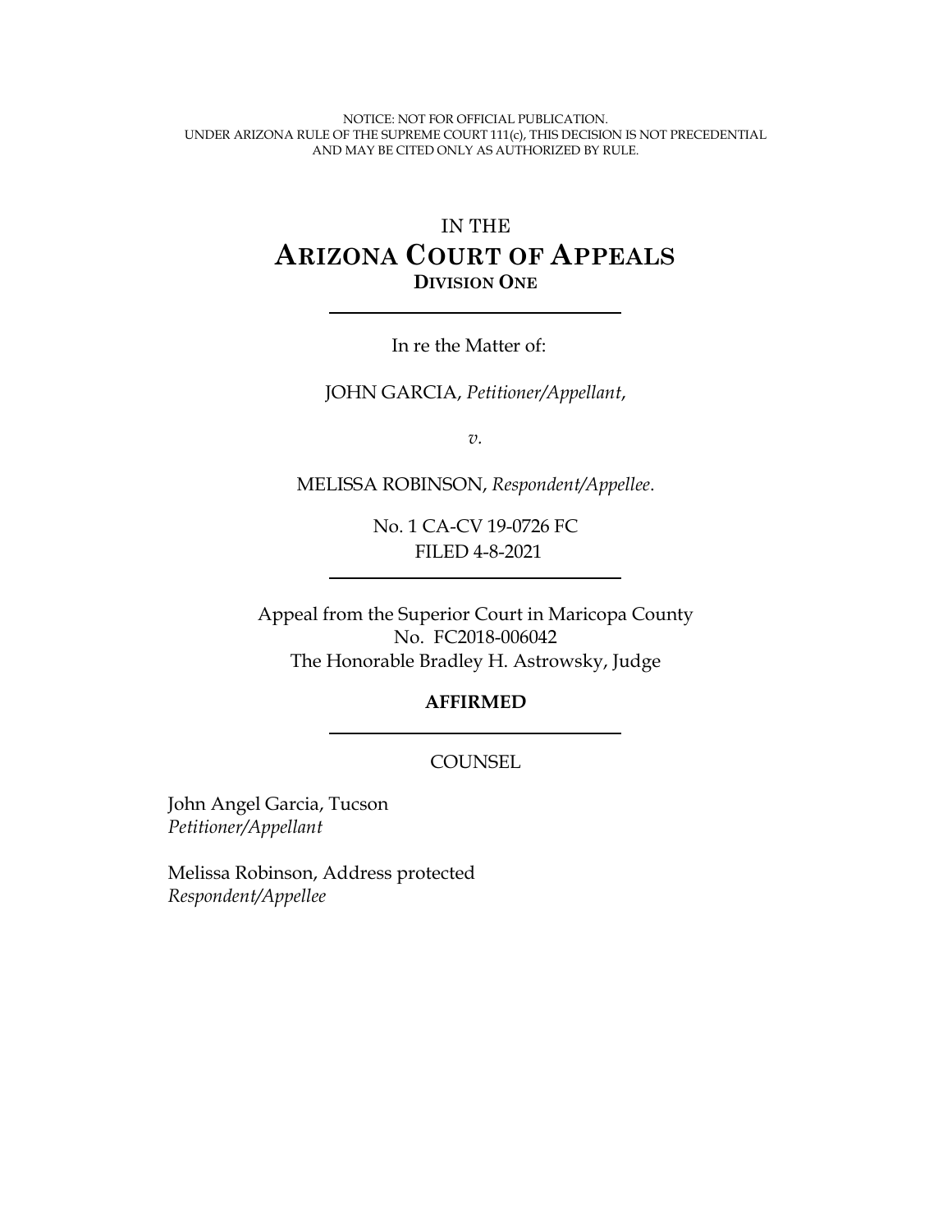NOTICE: NOT FOR OFFICIAL PUBLICATION.
UNDER ARIZONA RULE OF THE SUPREME COURT 111(c), THIS DECISION IS NOT PRECEDENTIAL AND MAY BE CITED ONLY AS AUTHORIZED BY RULE.

# IN THE ARIZONA COURT OF APPEALS
## DIVISION ONE

In re the Matter of:

JOHN GARCIA, *Petitioner/Appellant*,

*v.*

MELISSA ROBINSON, *Respondent/Appellee*.

No. 1 CA-CV 19-0726 FC
FILED 4-8-2021

Appeal from the Superior Court in Maricopa County
No. FC2018-006042
The Honorable Bradley H. Astrowsky, Judge

**AFFIRMED**

COUNSEL

John Angel Garcia, Tucson
*Petitioner/Appellant*

Melissa Robinson, Address protected
*Respondent/Appellee*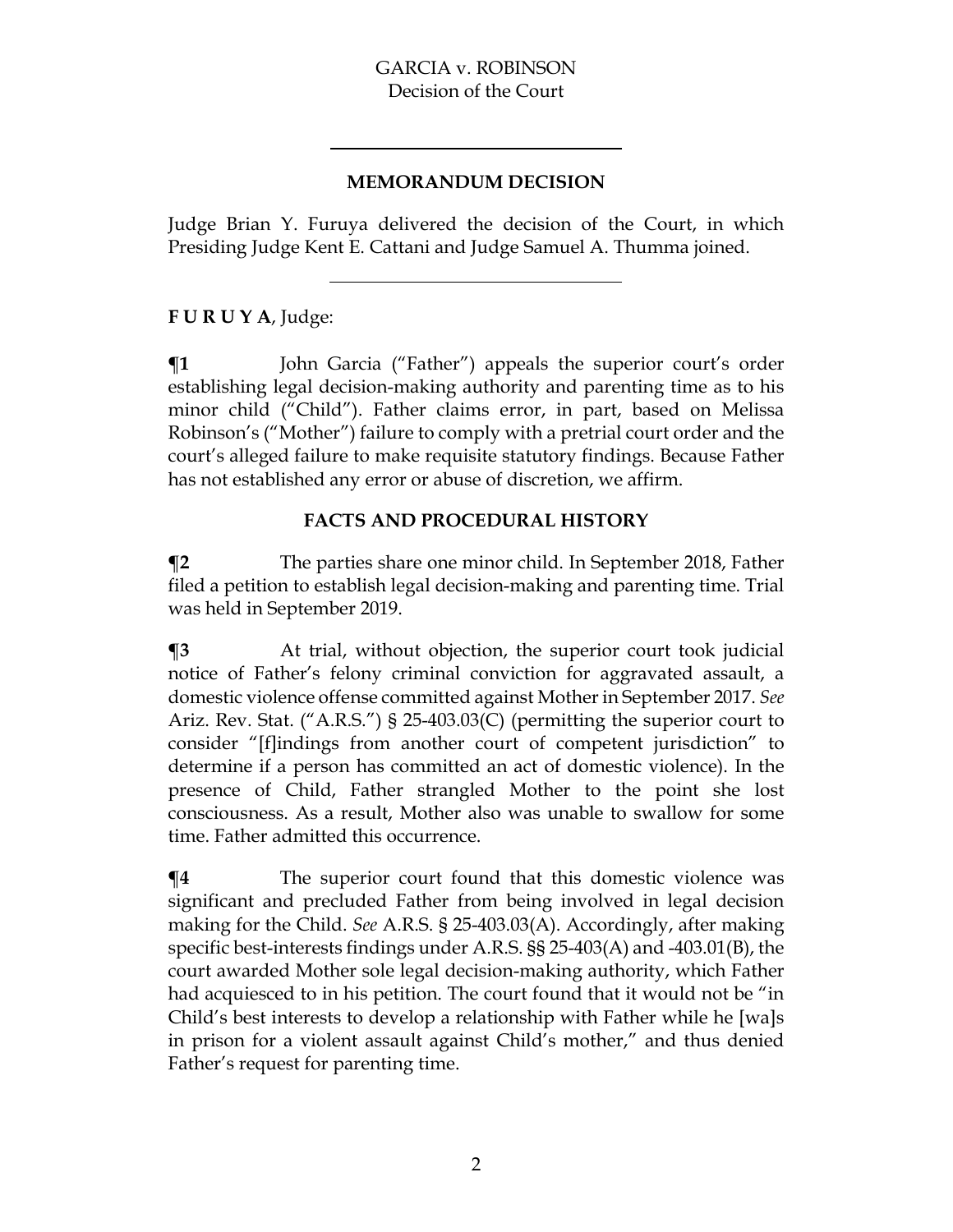## MEMORANDUM DECISION

Judge Brian Y. Furuya delivered the decision of the Court, in which Presiding Judge Kent E. Cattani and Judge Samuel A. Thumma joined.

---

**F U R U Y A**, Judge:

**¶1** John Garcia ("Father") appeals the superior court's order establishing legal decision-making authority and parenting time as to his minor child ("Child"). Father claims error, in part, based on Melissa Robinson's ("Mother") failure to comply with a pretrial court order and the court's alleged failure to make requisite statutory findings. Because Father has not established any error or abuse of discretion, we affirm.

## FACTS AND PROCEDURAL HISTORY

**¶2** The parties share one minor child. In September 2018, Father filed a petition to establish legal decision-making and parenting time. Trial was held in September 2019.

**¶3** At trial, without objection, the superior court took judicial notice of Father's felony criminal conviction for aggravated assault, a domestic violence offense committed against Mother in September 2017. *See* Ariz. Rev. Stat. ("A.R.S.") § 25-403.03(C) (permitting the superior court to consider "[f]indings from another court of competent jurisdiction" to determine if a person has committed an act of domestic violence). In the presence of Child, Father strangled Mother to the point she lost consciousness. As a result, Mother also was unable to swallow for some time. Father admitted this occurrence.

**¶4** The superior court found that this domestic violence was significant and precluded Father from being involved in legal decision making for the Child. *See* A.R.S. § 25-403.03(A). Accordingly, after making specific best-interests findings under A.R.S. §§ 25-403(A) and -403.01(B), the court awarded Mother sole legal decision-making authority, which Father had acquiesced to in his petition. The court found that it would not be "in Child's best interests to develop a relationship with Father while he [wa]s in prison for a violent assault against Child's mother," and thus denied Father's request for parenting time.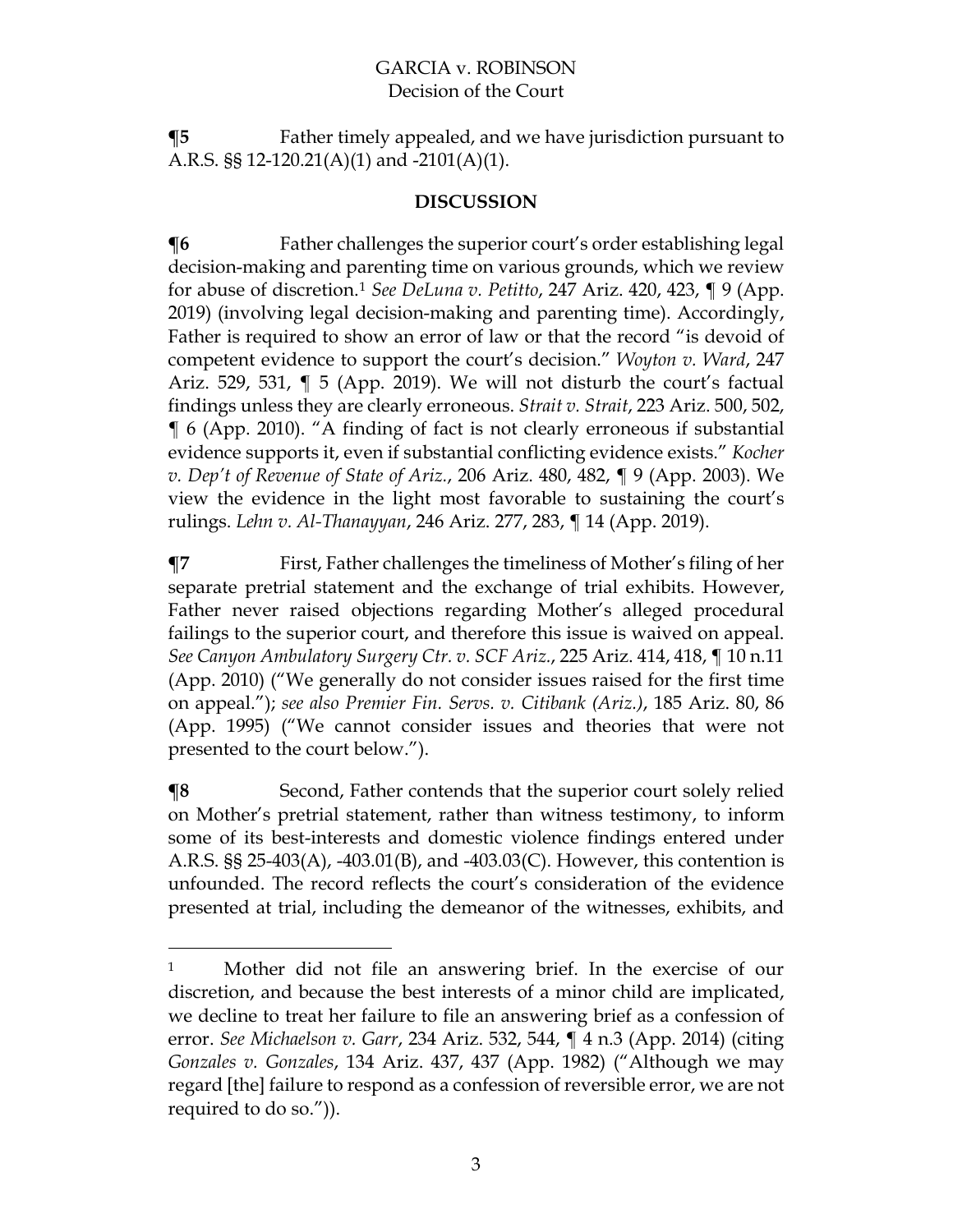**¶5** Father timely appealed, and we have jurisdiction pursuant to A.R.S. §§ 12-120.21(A)(1) and -2101(A)(1).

## DISCUSSION

**¶6** Father challenges the superior court's order establishing legal decision-making and parenting time on various grounds, which we review for abuse of discretion.[1] *See DeLuna v. Petitto*, 247 Ariz. 420, 423, ¶ 9 (App. 2019) (involving legal decision-making and parenting time). Accordingly, Father is required to show an error of law or that the record "is devoid of competent evidence to support the court's decision." *Woyton v. Ward*, 247 Ariz. 529, 531, ¶ 5 (App. 2019). We will not disturb the court's factual findings unless they are clearly erroneous. *Strait v. Strait*, 223 Ariz. 500, 502, ¶ 6 (App. 2010). "A finding of fact is not clearly erroneous if substantial evidence supports it, even if substantial conflicting evidence exists." *Kocher v. Dep't of Revenue of State of Ariz.*, 206 Ariz. 480, 482, ¶ 9 (App. 2003). We view the evidence in the light most favorable to sustaining the court's rulings. *Lehn v. Al-Thanayyan*, 246 Ariz. 277, 283, ¶ 14 (App. 2019).

**¶7** First, Father challenges the timeliness of Mother's filing of her separate pretrial statement and the exchange of trial exhibits. However, Father never raised objections regarding Mother's alleged procedural failings to the superior court, and therefore this issue is waived on appeal. *See Canyon Ambulatory Surgery Ctr. v. SCF Ariz.*, 225 Ariz. 414, 418, ¶ 10 n.11 (App. 2010) ("We generally do not consider issues raised for the first time on appeal."); *see also Premier Fin. Servs. v. Citibank (Ariz.)*, 185 Ariz. 80, 86 (App. 1995) ("We cannot consider issues and theories that were not presented to the court below.").

**¶8** Second, Father contends that the superior court solely relied on Mother's pretrial statement, rather than witness testimony, to inform some of its best-interests and domestic violence findings entered under A.R.S. §§ 25-403(A), -403.01(B), and -403.03(C). However, this contention is unfounded. The record reflects the court's consideration of the evidence presented at trial, including the demeanor of the witnesses, exhibits, and

---

[1] Mother did not file an answering brief. In the exercise of our discretion, and because the best interests of a minor child are implicated, we decline to treat her failure to file an answering brief as a confession of error. *See Michaelson v. Garr*, 234 Ariz. 532, 544, ¶ 4 n.3 (App. 2014) (citing *Gonzales v. Gonzales*, 134 Ariz. 437, 437 (App. 1982) ("Although we may regard [the] failure to respond as a confession of reversible error, we are not required to do so.")).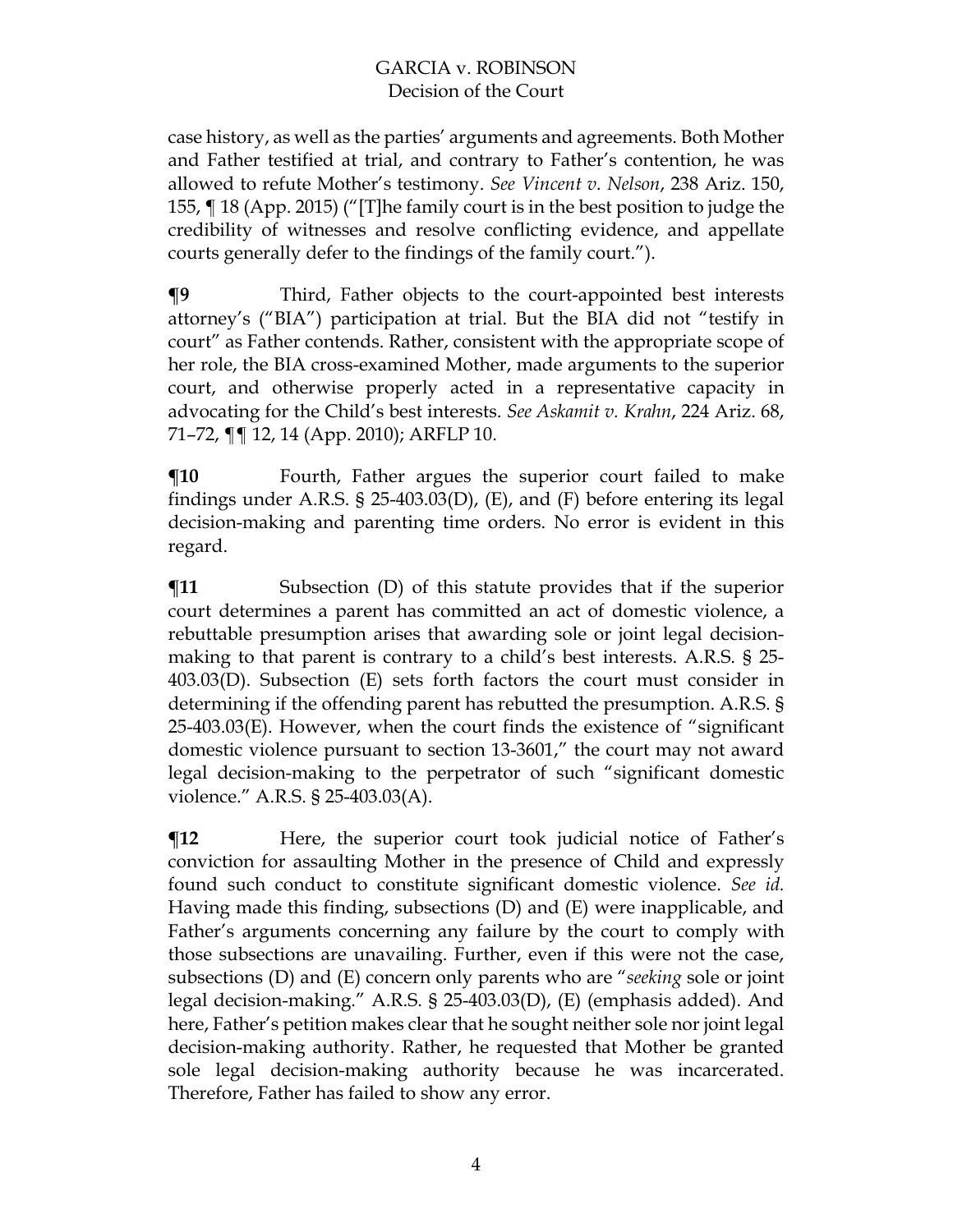case history, as well as the parties' arguments and agreements. Both Mother and Father testified at trial, and contrary to Father's contention, he was allowed to refute Mother's testimony. *See Vincent v. Nelson*, 238 Ariz. 150, 155, ¶ 18 (App. 2015) ("[T]he family court is in the best position to judge the credibility of witnesses and resolve conflicting evidence, and appellate courts generally defer to the findings of the family court.").

**¶9** Third, Father objects to the court-appointed best interests attorney's ("BIA") participation at trial. But the BIA did not "testify in court" as Father contends. Rather, consistent with the appropriate scope of her role, the BIA cross-examined Mother, made arguments to the superior court, and otherwise properly acted in a representative capacity in advocating for the Child's best interests. *See Askamit v. Krahn*, 224 Ariz. 68, 71–72, ¶¶ 12, 14 (App. 2010); ARFLP 10.

**¶10** Fourth, Father argues the superior court failed to make findings under A.R.S. § 25-403.03(D), (E), and (F) before entering its legal decision-making and parenting time orders. No error is evident in this regard.

**¶11** Subsection (D) of this statute provides that if the superior court determines a parent has committed an act of domestic violence, a rebuttable presumption arises that awarding sole or joint legal decision-making to that parent is contrary to a child's best interests. A.R.S. § 25-403.03(D). Subsection (E) sets forth factors the court must consider in determining if the offending parent has rebutted the presumption. A.R.S. § 25-403.03(E). However, when the court finds the existence of "significant domestic violence pursuant to section 13-3601," the court may not award legal decision-making to the perpetrator of such "significant domestic violence." A.R.S. § 25-403.03(A).

**¶12** Here, the superior court took judicial notice of Father's conviction for assaulting Mother in the presence of Child and expressly found such conduct to constitute significant domestic violence. *See id.* Having made this finding, subsections (D) and (E) were inapplicable, and Father's arguments concerning any failure by the court to comply with those subsections are unavailing. Further, even if this were not the case, subsections (D) and (E) concern only parents who are "*seeking* sole or joint legal decision-making." A.R.S. § 25-403.03(D), (E) (emphasis added). And here, Father's petition makes clear that he sought neither sole nor joint legal decision-making authority. Rather, he requested that Mother be granted sole legal decision-making authority because he was incarcerated. Therefore, Father has failed to show any error.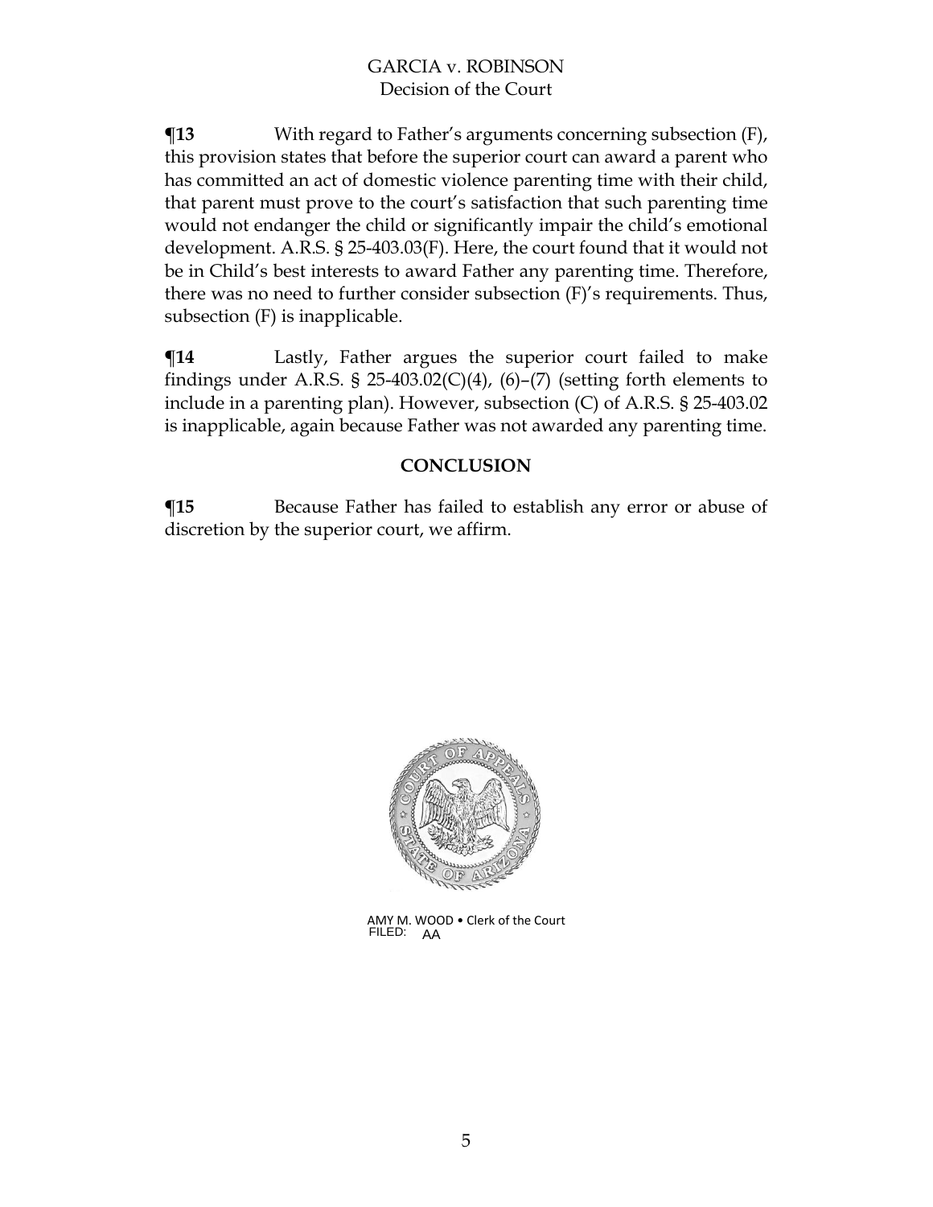**¶13** With regard to Father's arguments concerning subsection (F), this provision states that before the superior court can award a parent who has committed an act of domestic violence parenting time with their child, that parent must prove to the court's satisfaction that such parenting time would not endanger the child or significantly impair the child's emotional development. A.R.S. § 25-403.03(F). Here, the court found that it would not be in Child's best interests to award Father any parenting time. Therefore, there was no need to further consider subsection (F)'s requirements. Thus, subsection (F) is inapplicable.

**¶14** Lastly, Father argues the superior court failed to make findings under A.R.S. § 25-403.02(C)(4), (6)–(7) (setting forth elements to include in a parenting plan). However, subsection (C) of A.R.S. § 25-403.02 is inapplicable, again because Father was not awarded any parenting time.

## CONCLUSION

**¶15** Because Father has failed to establish any error or abuse of discretion by the superior court, we affirm.

AMY M. WOOD • Clerk of the Court
FILED: AA